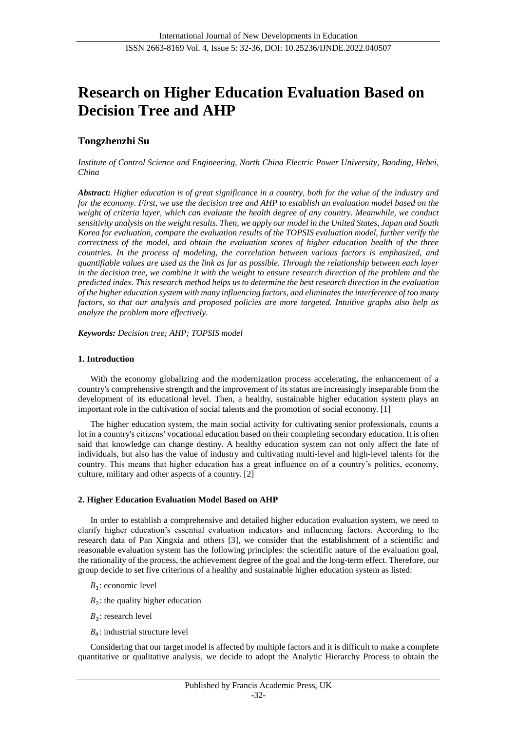# Research on Higher Education Evaluation Based on Decision Tree and AHP

**Tongzhenzhi Su**

*Institute of Control Science and Engineering, North China Electric Power University, Baoding, Hebei, China*

***Abstract:** Higher education is of great significance in a country, both for the value of the industry and for the economy. First, we use the decision tree and AHP to establish an evaluation model based on the weight of criteria layer, which can evaluate the health degree of any country. Meanwhile, we conduct sensitivity analysis on the weight results. Then, we apply our model in the United States, Japan and South Korea for evaluation, compare the evaluation results of the TOPSIS evaluation model, further verify the correctness of the model, and obtain the evaluation scores of higher education health of the three countries. In the process of modeling, the correlation between various factors is emphasized, and quantifiable values are used as the link as far as possible. Through the relationship between each layer in the decision tree, we combine it with the weight to ensure research direction of the problem and the predicted index. This research method helps us to determine the best research direction in the evaluation of the higher education system with many influencing factors, and eliminates the interference of too many factors, so that our analysis and proposed policies are more targeted. Intuitive graphs also help us analyze the problem more effectively.*

***Keywords:** Decision tree; AHP; TOPSIS model*

## 1. Introduction

With the economy globalizing and the modernization process accelerating, the enhancement of a country's comprehensive strength and the improvement of its status are increasingly inseparable from the development of its educational level. Then, a healthy, sustainable higher education system plays an important role in the cultivation of social talents and the promotion of social economy. [1]

The higher education system, the main social activity for cultivating senior professionals, counts a lot in a country's citizens' vocational education based on their completing secondary education. It is often said that knowledge can change destiny. A healthy education system can not only affect the fate of individuals, but also has the value of industry and cultivating multi-level and high-level talents for the country. This means that higher education has a great influence on of a country's politics, economy, culture, military and other aspects of a country. [2]

## 2. Higher Education Evaluation Model Based on AHP

In order to establish a comprehensive and detailed higher education evaluation system, we need to clarify higher education's essential evaluation indicators and influencing factors. According to the research data of Pan Xingxia and others [3], we consider that the establishment of a scientific and reasonable evaluation system has the following principles: the scientific nature of the evaluation goal, the rationality of the process, the achievement degree of the goal and the long-term effect. Therefore, our group decide to set five criterions of a healthy and sustainable higher education system as listed:

$B_1$: economic level

$B_2$: the quality higher education

$B_3$: research level

$B_4$: industrial structure level

Considering that our target model is affected by multiple factors and it is difficult to make a complete quantitative or qualitative analysis, we decide to adopt the Analytic Hierarchy Process to obtain the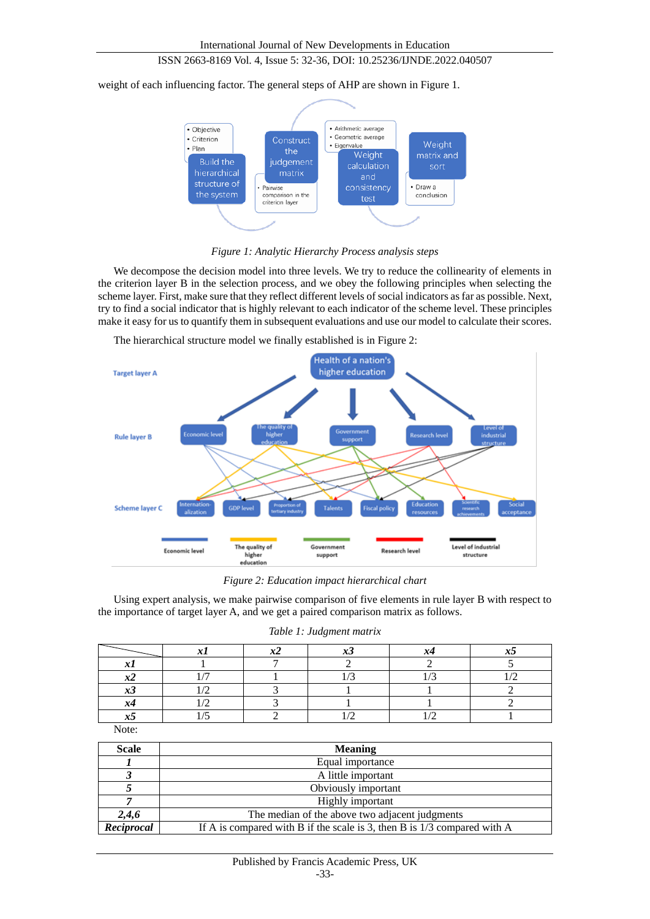weight of each influencing factor. The general steps of AHP are shown in Figure 1.

*Figure 1: Analytic Hierarchy Process analysis steps*

We decompose the decision model into three levels. We try to reduce the collinearity of elements in the criterion layer B in the selection process, and we obey the following principles when selecting the scheme layer. First, make sure that they reflect different levels of social indicators as far as possible. Next, try to find a social indicator that is highly relevant to each indicator of the scheme level. These principles make it easy for us to quantify them in subsequent evaluations and use our model to calculate their scores.

The hierarchical structure model we finally established is in Figure 2:

*Figure 2: Education impact hierarchical chart*

Using expert analysis, we make pairwise comparison of five elements in rule layer B with respect to the importance of target layer A, and we get a paired comparison matrix as follows.

*Table 1: Judgment matrix*

| | ***x1*** | ***x2*** | ***x3*** | ***x4*** | ***x5*** |
|---|---|---|---|---|---|
| ***x1*** | 1 | 7 | 2 | 2 | 5 |
| ***x2*** | 1/7 | 1 | 1/3 | 1/3 | 1/2 |
| ***x3*** | 1/2 | 3 | 1 | 1 | 2 |
| ***x4*** | 1/2 | 3 | 1 | 1 | 2 |
| ***x5*** | 1/5 | 2 | 1/2 | 1/2 | 1 |

Note:

| **Scale** | **Meaning** |
|---|---|
| ***1*** | Equal importance |
| ***3*** | A little important |
| ***5*** | Obviously important |
| ***7*** | Highly important |
| ***2,4,6*** | The median of the above two adjacent judgments |
| ***Reciprocal*** | If A is compared with B if the scale is 3, then B is 1/3 compared with A |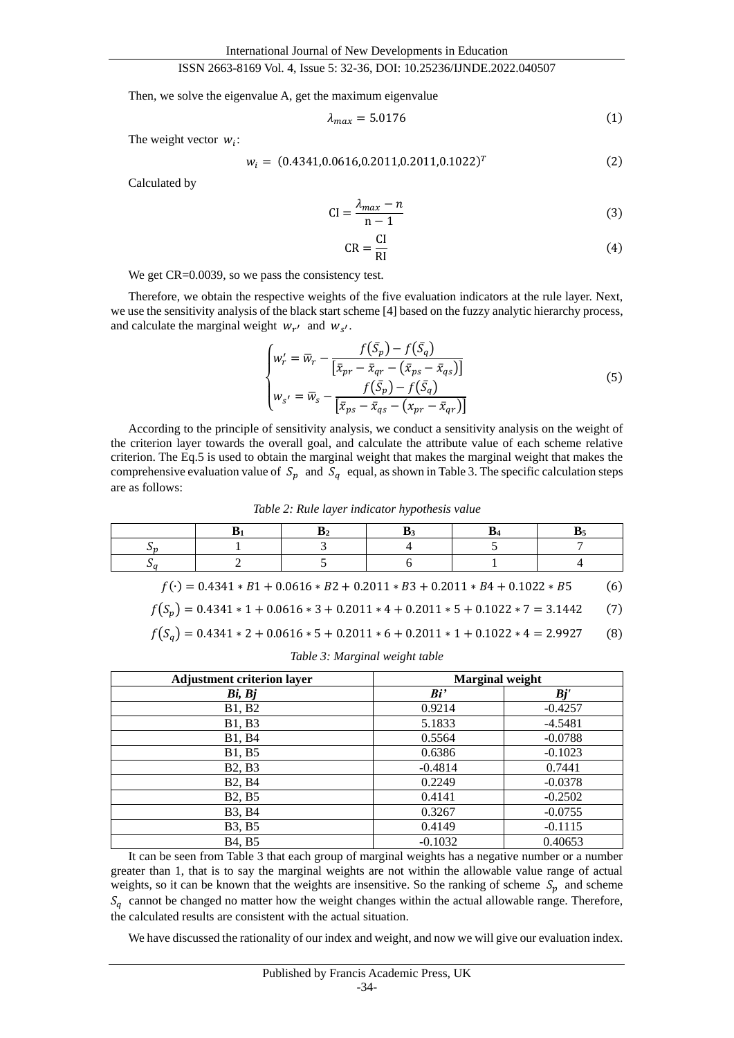Then, we solve the eigenvalue A, get the maximum eigenvalue

$$\lambda_{max} = 5.0176 \tag{1}$$

The weight vector $w_i$:

$$w_i = (0.4341, 0.0616, 0.2011, 0.2011, 0.1022)^T \tag{2}$$

Calculated by

$$\mathrm{CI} = \frac{\lambda_{max} - n}{\mathrm{n} - 1} \tag{3}$$

$$\mathrm{CR} = \frac{\mathrm{CI}}{\mathrm{RI}} \tag{4}$$

We get CR=0.0039, so we pass the consistency test.

Therefore, we obtain the respective weights of the five evaluation indicators at the rule layer. Next, we use the sensitivity analysis of the black start scheme [4] based on the fuzzy analytic hierarchy process, and calculate the marginal weight $w_{r'}$ and $w_{s'}$.

$$\begin{cases} w_r' = \bar{w}_r - \dfrac{f(\bar{S}_p) - f(\bar{S}_q)}{[\bar{x}_{pr} - \bar{x}_{qr} - (\bar{x}_{ps} - \bar{x}_{qs})]} \\ w_{s'} = \bar{w}_s - \dfrac{f(\bar{S}_p) - f(\bar{S}_q)}{[\bar{x}_{ps} - \bar{x}_{qs} - (x_{pr} - \bar{x}_{qr})]} \end{cases} \tag{5}$$

According to the principle of sensitivity analysis, we conduct a sensitivity analysis on the weight of the criterion layer towards the overall goal, and calculate the attribute value of each scheme relative criterion. The Eq.5 is used to obtain the marginal weight that makes the marginal weight that makes the comprehensive evaluation value of $S_p$ and $S_q$ equal, as shown in Table 3. The specific calculation steps are as follows:

*Table 2: Rule layer indicator hypothesis value*

| | $B_1$ | $B_2$ | $B_3$ | $B_4$ | $B_5$ |
|---|---|---|---|---|---|
| $S_p$ | 1 | 3 | 4 | 5 | 7 |
| $S_q$ | 2 | 5 | 6 | 1 | 4 |

$$f(\cdot) = 0.4341 * B1 + 0.0616 * B2 + 0.2011 * B3 + 0.2011 * B4 + 0.1022 * B5 \tag{6}$$

$$f(S_p) = 0.4341 * 1 + 0.0616 * 3 + 0.2011 * 4 + 0.2011 * 5 + 0.1022 * 7 = 3.1442 \tag{7}$$

$$f(S_q) = 0.4341 * 2 + 0.0616 * 5 + 0.2011 * 6 + 0.2011 * 1 + 0.1022 * 4 = 2.9927 \tag{8}$$

*Table 3: Marginal weight table*

| Adjustment criterion layer | Marginal weight | |
|---|---|---|
| ***Bi, Bj*** | ***Bi'*** | ***Bj'*** |
| B1, B2 | 0.9214 | -0.4257 |
| B1, B3 | 5.1833 | -4.5481 |
| B1, B4 | 0.5564 | -0.0788 |
| B1, B5 | 0.6386 | -0.1023 |
| B2, B3 | -0.4814 | 0.7441 |
| B2, B4 | 0.2249 | -0.0378 |
| B2, B5 | 0.4141 | -0.2502 |
| B3, B4 | 0.3267 | -0.0755 |
| B3, B5 | 0.4149 | -0.1115 |
| B4, B5 | -0.1032 | 0.40653 |

It can be seen from Table 3 that each group of marginal weights has a negative number or a number greater than 1, that is to say the marginal weights are not within the allowable value range of actual weights, so it can be known that the weights are insensitive. So the ranking of scheme $S_p$ and scheme $S_q$ cannot be changed no matter how the weight changes within the actual allowable range. Therefore, the calculated results are consistent with the actual situation.

We have discussed the rationality of our index and weight, and now we will give our evaluation index.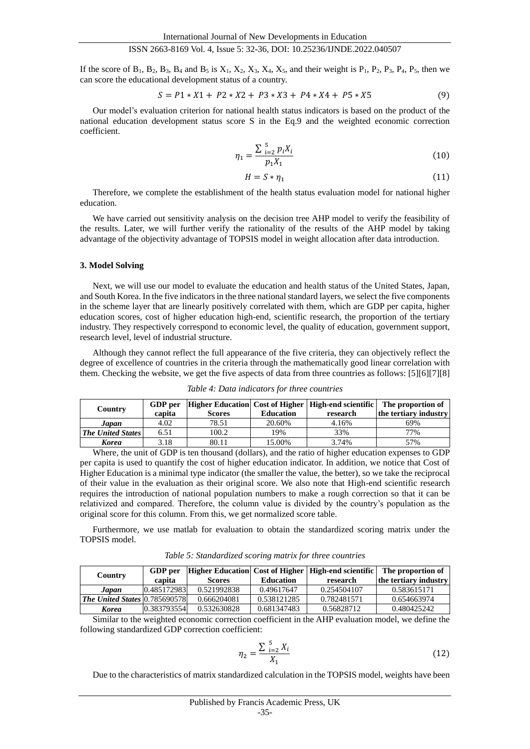If the score of $B_1$, $B_2$, $B_3$, $B_4$ and $B_5$ is $X_1$, $X_2$, $X_3$, $X_4$, $X_5$, and their weight is $P_1$, $P_2$, $P_3$, $P_4$, $P_5$, then we can score the educational development status of a country.

$$S = P1 * X1 + P2 * X2 + P3 * X3 + P4 * X4 + P5 * X5 \tag{9}$$

Our model's evaluation criterion for national health status indicators is based on the product of the national education development status score S in the Eq.9 and the weighted economic correction coefficient.

$$\eta_1 = \frac{\sum_{i=2}^{5} p_i X_i}{p_1 X_1} \tag{10}$$

$$H = S * \eta_1 \tag{11}$$

Therefore, we complete the establishment of the health status evaluation model for national higher education.

We have carried out sensitivity analysis on the decision tree AHP model to verify the feasibility of the results. Later, we will further verify the rationality of the results of the AHP model by taking advantage of the objectivity advantage of TOPSIS model in weight allocation after data introduction.

### 3. Model Solving

Next, we will use our model to evaluate the education and health status of the United States, Japan, and South Korea. In the five indicators in the three national standard layers, we select the five components in the scheme layer that are linearly positively correlated with them, which are GDP per capita, higher education scores, cost of higher education high-end, scientific research, the proportion of the tertiary industry. They respectively correspond to economic level, the quality of education, government support, research level, level of industrial structure.

Although they cannot reflect the full appearance of the five criteria, they can objectively reflect the degree of excellence of countries in the criteria through the mathematically good linear correlation with them. Checking the website, we get the five aspects of data from three countries as follows: [5][6][7][8]

*Table 4: Data indicators for three countries*

| Country | GDP per capita | Higher Education Scores | Cost of Higher Education | High-end scientific research | The proportion of the tertiary industry |
|---|---|---|---|---|---|
| ***Japan*** | 4.02 | 78.51 | 20.60% | 4.16% | 69% |
| ***The United States*** | 6.51 | 100.2 | 19% | 33% | 77% |
| ***Korea*** | 3.18 | 80.11 | 15.00% | 3.74% | 57% |

Where, the unit of GDP is ten thousand (dollars), and the ratio of higher education expenses to GDP per capita is used to quantify the cost of higher education indicator. In addition, we notice that Cost of Higher Education is a minimal type indicator (the smaller the value, the better), so we take the reciprocal of their value in the evaluation as their original score. We also note that High-end scientific research requires the introduction of national population numbers to make a rough correction so that it can be relativized and compared. Therefore, the column value is divided by the country's population as the original score for this column. From this, we get normalized score table.

Furthermore, we use matlab for evaluation to obtain the standardized scoring matrix under the TOPSIS model.

*Table 5: Standardized scoring matrix for three countries*

| Country | GDP per capita | Higher Education Scores | Cost of Higher Education | High-end scientific research | The proportion of the tertiary industry |
|---|---|---|---|---|---|
| ***Japan*** | 0.485172983 | 0.521992838 | 0.49617647 | 0.254504107 | 0.583615171 |
| ***The United States*** | 0.785690578 | 0.666204081 | 0.538121285 | 0.782481571 | 0.654663974 |
| ***Korea*** | 0.383793554 | 0.532630828 | 0.681347483 | 0.56828712 | 0.480425242 |

Similar to the weighted economic correction coefficient in the AHP evaluation model, we define the following standardized GDP correction coefficient:

$$\eta_2 = \frac{\sum_{i=2}^{5} X_i}{X_1} \tag{12}$$

Due to the characteristics of matrix standardized calculation in the TOPSIS model, weights have been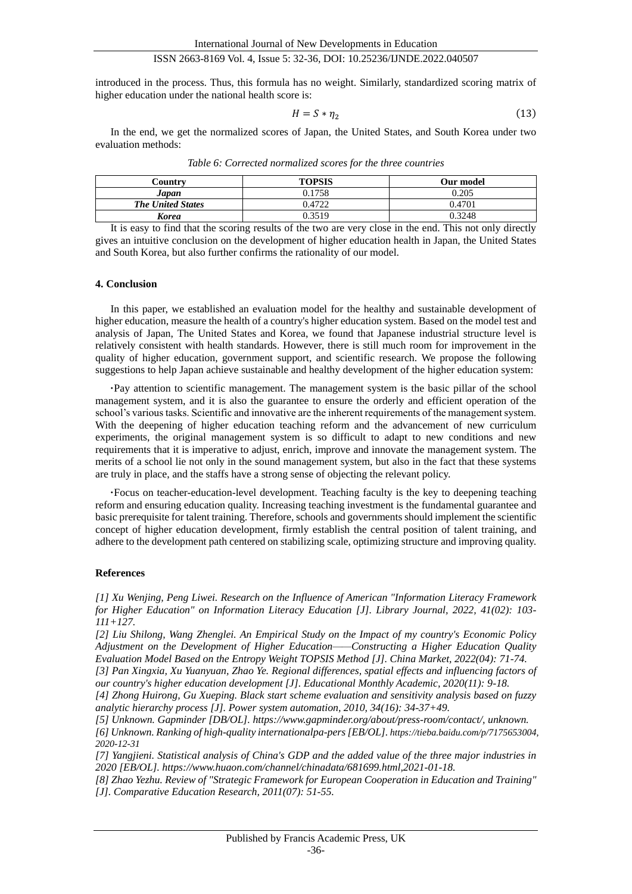introduced in the process. Thus, this formula has no weight. Similarly, standardized scoring matrix of higher education under the national health score is:

$$H = S * \eta_2 \tag{13}$$

In the end, we get the normalized scores of Japan, the United States, and South Korea under two evaluation methods:

*Table 6: Corrected normalized scores for the three countries*

| Country | TOPSIS | Our model |
|---|---|---|
| ***Japan*** | 0.1758 | 0.205 |
| ***The United States*** | 0.4722 | 0.4701 |
| ***Korea*** | 0.3519 | 0.3248 |

It is easy to find that the scoring results of the two are very close in the end. This not only directly gives an intuitive conclusion on the development of higher education health in Japan, the United States and South Korea, but also further confirms the rationality of our model.

## 4. Conclusion

In this paper, we established an evaluation model for the healthy and sustainable development of higher education, measure the health of a country's higher education system. Based on the model test and analysis of Japan, The United States and Korea, we found that Japanese industrial structure level is relatively consistent with health standards. However, there is still much room for improvement in the quality of higher education, government support, and scientific research. We propose the following suggestions to help Japan achieve sustainable and healthy development of the higher education system:

·Pay attention to scientific management. The management system is the basic pillar of the school management system, and it is also the guarantee to ensure the orderly and efficient operation of the school's various tasks. Scientific and innovative are the inherent requirements of the management system. With the deepening of higher education teaching reform and the advancement of new curriculum experiments, the original management system is so difficult to adapt to new conditions and new requirements that it is imperative to adjust, enrich, improve and innovate the management system. The merits of a school lie not only in the sound management system, but also in the fact that these systems are truly in place, and the staffs have a strong sense of objecting the relevant policy.

·Focus on teacher-education-level development. Teaching faculty is the key to deepening teaching reform and ensuring education quality. Increasing teaching investment is the fundamental guarantee and basic prerequisite for talent training. Therefore, schools and governments should implement the scientific concept of higher education development, firmly establish the central position of talent training, and adhere to the development path centered on stabilizing scale, optimizing structure and improving quality.

## References

*[1] Xu Wenjing, Peng Liwei. Research on the Influence of American "Information Literacy Framework for Higher Education" on Information Literacy Education [J]. Library Journal, 2022, 41(02): 103-111+127.*

*[2] Liu Shilong, Wang Zhenglei. An Empirical Study on the Impact of my country's Economic Policy Adjustment on the Development of Higher Education——Constructing a Higher Education Quality Evaluation Model Based on the Entropy Weight TOPSIS Method [J]. China Market, 2022(04): 71-74.*

*[3] Pan Xingxia, Xu Yuanyuan, Zhao Ye. Regional differences, spatial effects and influencing factors of our country's higher education development [J]. Educational Monthly Academic, 2020(11): 9-18.*

*[4] Zhong Huirong, Gu Xueping. Black start scheme evaluation and sensitivity analysis based on fuzzy analytic hierarchy process [J]. Power system automation, 2010, 34(16): 34-37+49.*

*[5] Unknown. Gapminder [DB/OL]. https://www.gapminder.org/about/press-room/contact/, unknown.*

*[6] Unknown. Ranking of high-quality internationalpa-pers [EB/OL]. https://tieba.baidu.com/p/7175653004, 2020-12-31*

*[7] Yangjieni. Statistical analysis of China's GDP and the added value of the three major industries in 2020 [EB/OL]. https://www.huaon.com/channel/chinadata/681699.html,2021-01-18.*

*[8] Zhao Yezhu. Review of "Strategic Framework for European Cooperation in Education and Training" [J]. Comparative Education Research, 2011(07): 51-55.*